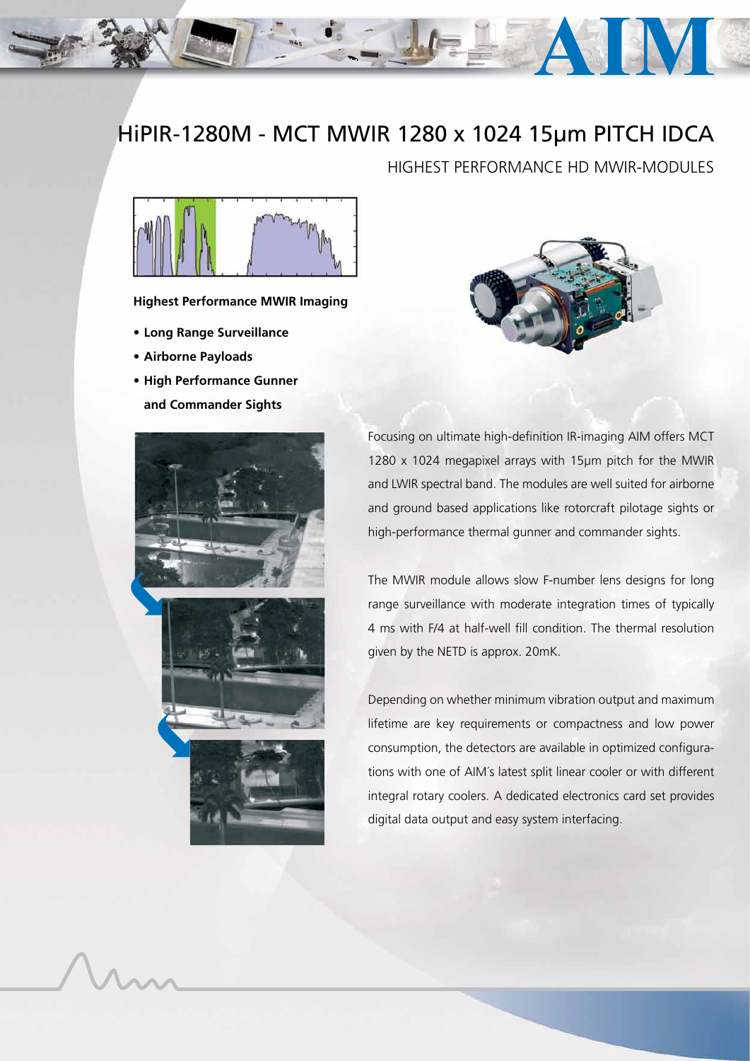# HiPIR-1280M - MCT MWIR 1280 x 1024 15μm PITCH IDCA

## HIGHEST PERFORMANCE HD MWIR-MODULES

**Highest Performance MWIR Imaging**

- **Long Range Surveillance**
- **Airborne Payloads**
- **High Performance Gunner and Commander Sights**

Focusing on ultimate high-definition IR-imaging AIM offers MCT 1280 x 1024 megapixel arrays with 15μm pitch for the MWIR and LWIR spectral band. The modules are well suited for airborne and ground based applications like rotorcraft pilotage sights or high-performance thermal gunner and commander sights.

The MWIR module allows slow F-number lens designs for long range surveillance with moderate integration times of typically 4 ms with F/4 at half-well fill condition. The thermal resolution given by the NETD is approx. 20mK.

Depending on whether minimum vibration output and maximum lifetime are key requirements or compactness and low power consumption, the detectors are available in optimized configurations with one of AIM´s latest split linear cooler or with different integral rotary coolers. A dedicated electronics card set provides digital data output and easy system interfacing.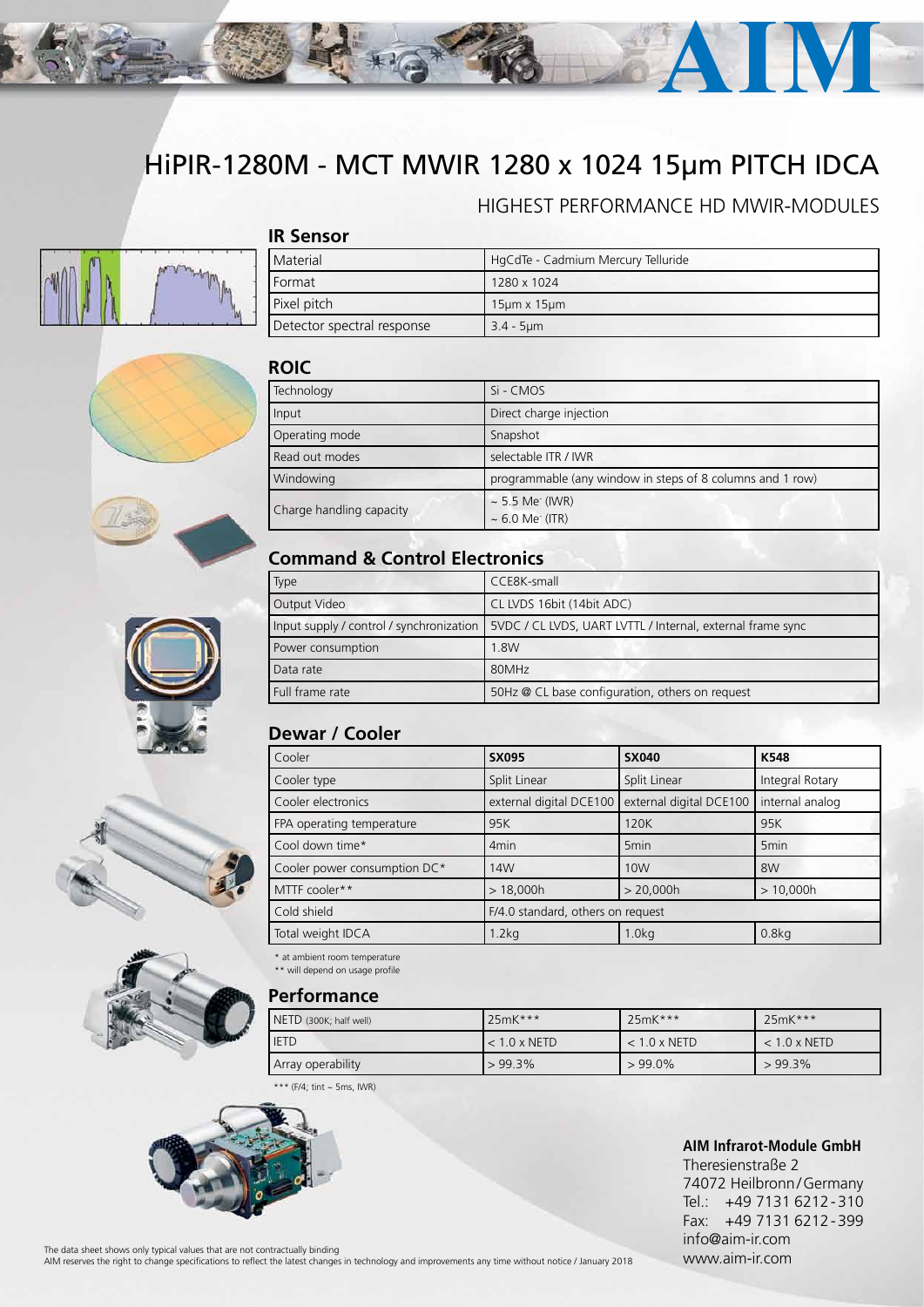# HiPIR-1280M - MCT MWIR 1280 x 1024 15µm PITCH IDCA

## HIGHEST PERFORMANCE HD MWIR-MODULES

### IR Sensor

| | |
|---|---|
| Material | HgCdTe - Cadmium Mercury Telluride |
| Format | 1280 x 1024 |
| Pixel pitch | 15µm x 15µm |
| Detector spectral response | 3.4 - 5µm |

### ROIC

| | |
|---|---|
| Technology | Si - CMOS |
| Input | Direct charge injection |
| Operating mode | Snapshot |
| Read out modes | selectable ITR / IWR |
| Windowing | programmable (any window in steps of 8 columns and 1 row) |
| Charge handling capacity | ~ 5.5 Me⁻ (IWR)<br>~ 6.0 Me⁻ (ITR) |

### Command & Control Electronics

| | |
|---|---|
| Type | CCE8K-small |
| Output Video | CL LVDS 16bit (14bit ADC) |
| Input supply / control / synchronization | 5VDC / CL LVDS, UART LVTTL / Internal, external frame sync |
| Power consumption | 1.8W |
| Data rate | 80MHz |
| Full frame rate | 50Hz @ CL base configuration, others on request |

### Dewar / Cooler

| Cooler | **SX095** | **SX040** | **K548** |
|---|---|---|---|
| Cooler type | Split Linear | Split Linear | Integral Rotary |
| Cooler electronics | external digital DCE100 | external digital DCE100 | internal analog |
| FPA operating temperature | 95K | 120K | 95K |
| Cool down time* | 4min | 5min | 5min |
| Cooler power consumption DC* | 14W | 10W | 8W |
| MTTF cooler** | > 18,000h | > 20,000h | > 10,000h |
| Cold shield | F/4.0 standard, others on request | | |
| Total weight IDCA | 1.2kg | 1.0kg | 0.8kg |

\* at ambient room temperature
\*\* will depend on usage profile

### Performance

| | | | |
|---|---|---|---|
| NETD (300K; half well) | 25mK*** | 25mK*** | 25mK*** |
| IETD | < 1.0 x NETD | < 1.0 x NETD | < 1.0 x NETD |
| Array operability | > 99.3% | > 99.0% | > 99.3% |

\*\*\* (F/4; tint ~ 5ms, IWR)

**AIM Infrarot-Module GmbH**
Theresienstraße 2
74072 Heilbronn/Germany
Tel.: +49 7131 6212-310
Fax: +49 7131 6212-399
info@aim-ir.com
www.aim-ir.com

The data sheet shows only typical values that are not contractually binding
AIM reserves the right to change specifications to reflect the latest changes in technology and improvements any time without notice / January 2018